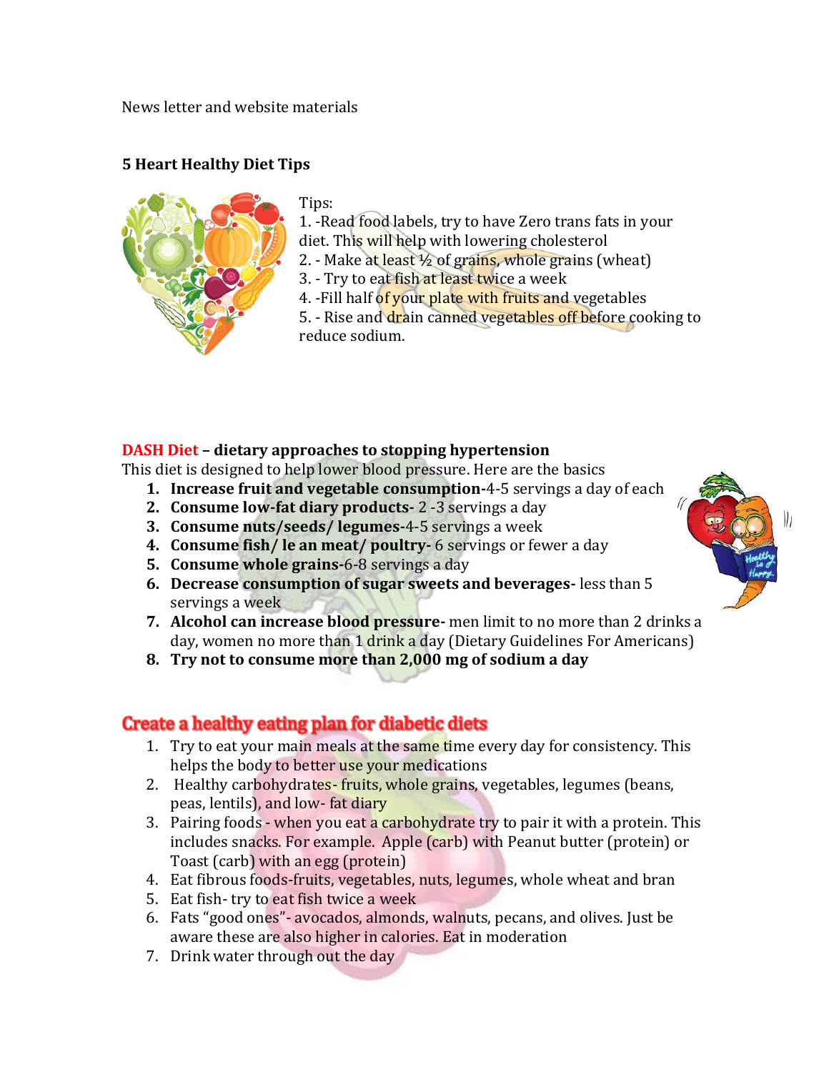News letter and website materials

## 5 Heart Healthy Diet Tips

Tips:

1. -Read food labels, try to have Zero trans fats in your diet. This will help with lowering cholesterol
2. - Make at least ½ of grains, whole grains (wheat)
3. - Try to eat fish at least twice a week
4. -Fill half of your plate with fruits and vegetables
5. - Rise and drain canned vegetables off before cooking to reduce sodium.

## DASH Diet – dietary approaches to stopping hypertension

This diet is designed to help lower blood pressure. Here are the basics

1. **Increase fruit and vegetable consumption-**4-5 servings a day of each
2. **Consume low-fat diary products-** 2 -3 servings a day
3. **Consume nuts/seeds/ legumes-**4-5 servings a week
4. **Consume fish/ le an meat/ poultry-** 6 servings or fewer a day
5. **Consume whole grains-**6-8 servings a day
6. **Decrease consumption of sugar sweets and beverages-** less than 5 servings a week
7. **Alcohol can increase blood pressure-** men limit to no more than 2 drinks a day, women no more than 1 drink a day (Dietary Guidelines For Americans)
8. **Try not to consume more than 2,000 mg of sodium a day**

## Create a healthy eating plan for diabetic diets

1. Try to eat your main meals at the same time every day for consistency. This helps the body to better use your medications
2. Healthy carbohydrates- fruits, whole grains, vegetables, legumes (beans, peas, lentils), and low- fat diary
3. Pairing foods - when you eat a carbohydrate try to pair it with a protein. This includes snacks. For example. Apple (carb) with Peanut butter (protein) or Toast (carb) with an egg (protein)
4. Eat fibrous foods-fruits, vegetables, nuts, legumes, whole wheat and bran
5. Eat fish- try to eat fish twice a week
6. Fats "good ones"- avocados, almonds, walnuts, pecans, and olives. Just be aware these are also higher in calories. Eat in moderation
7. Drink water through out the day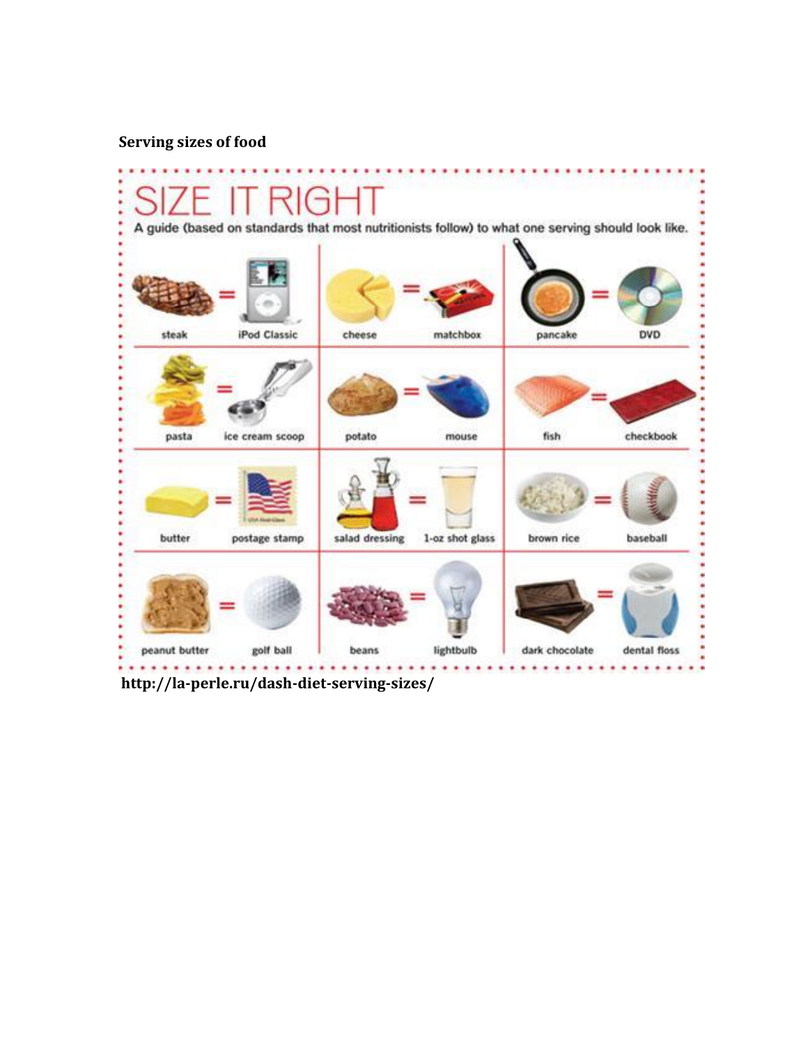**Serving sizes of food**

SIZE IT RIGHT

A guide (based on standards that most nutritionists follow) to what one serving should look like.

steak = iPod Classic

cheese = matchbox

pancake = DVD

pasta = ice cream scoop

potato = mouse

fish = checkbook

butter = postage stamp

salad dressing = 1-oz shot glass

brown rice = baseball

peanut butter = golf ball

beans = lightbulb

dark chocolate = dental floss

**http://la-perle.ru/dash-diet-serving-sizes/**